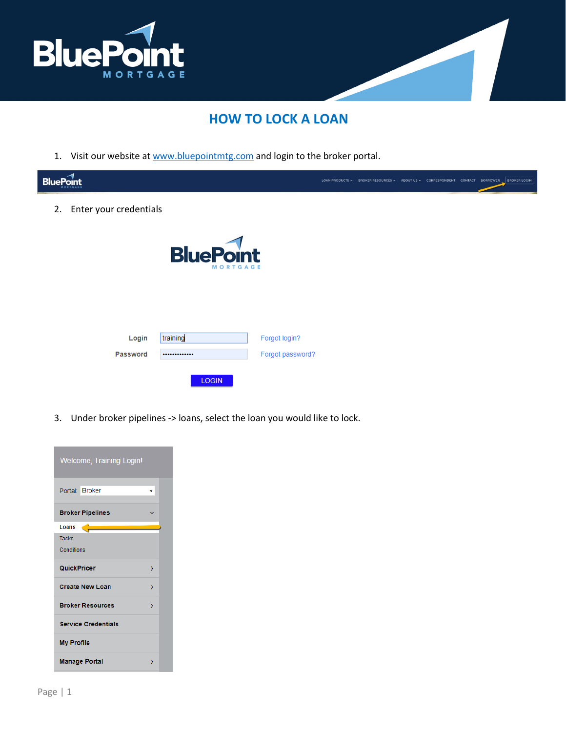# HOW TO LOCK A LOAN

1. Visit our website at [www.bluepointmtg.com](http://www.bluepointmtg.com) and login to the broker portal.

2. Enter your credentials

3. Under broker pipelines -> loans, select the loan you would like to lock.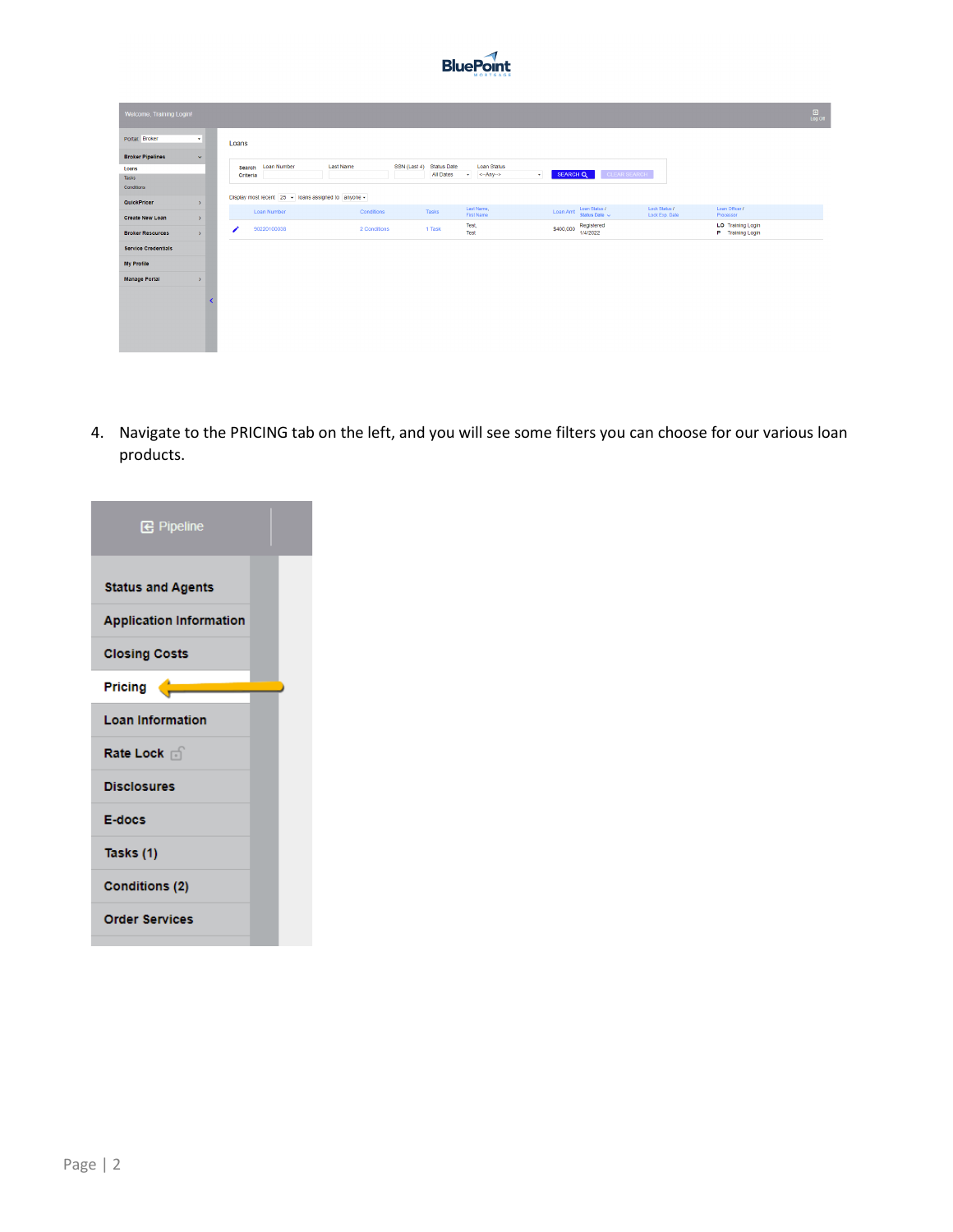4. Navigate to the PRICING tab on the left, and you will see some filters you can choose for our various loan products.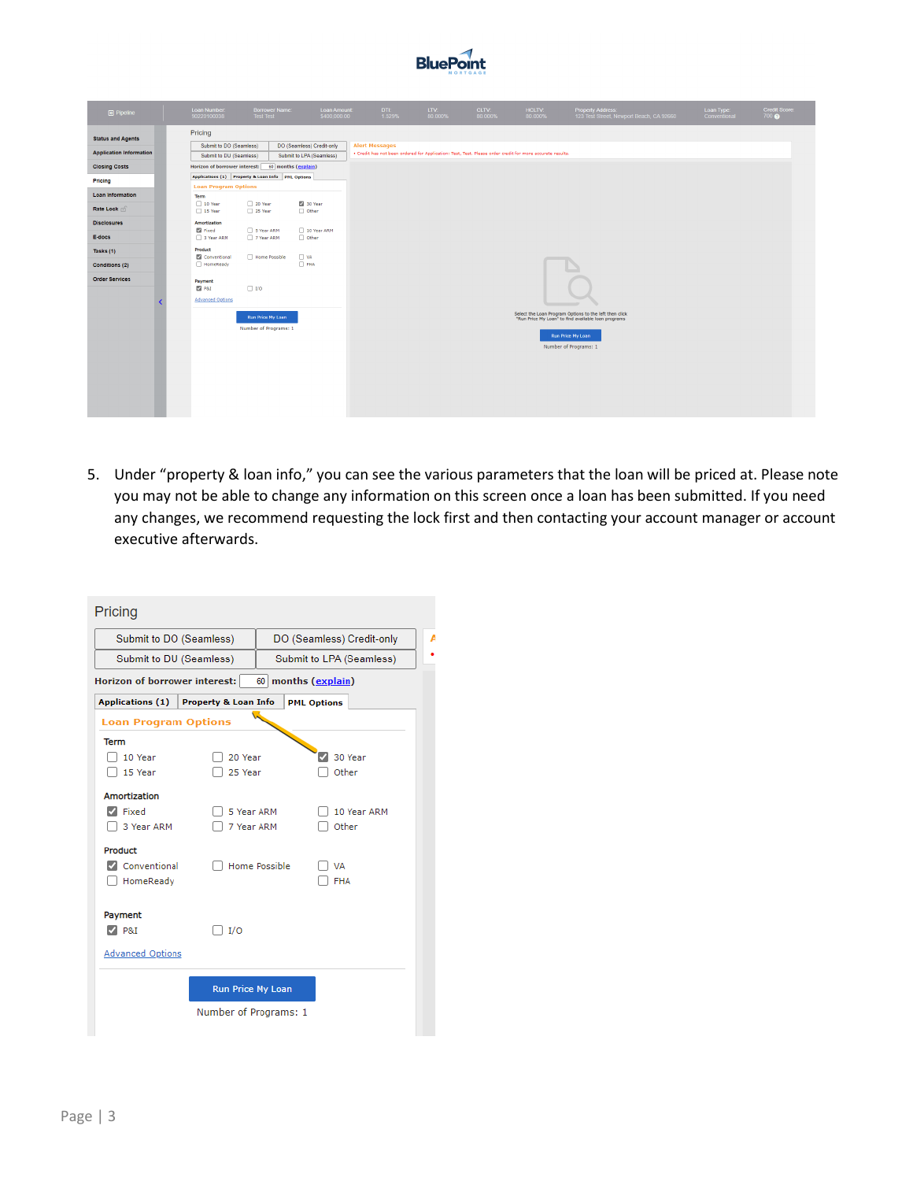5. Under “property & loan info,” you can see the various parameters that the loan will be priced at. Please note you may not be able to change any information on this screen once a loan has been submitted. If you need any changes, we recommend requesting the lock first and then contacting your account manager or account executive afterwards.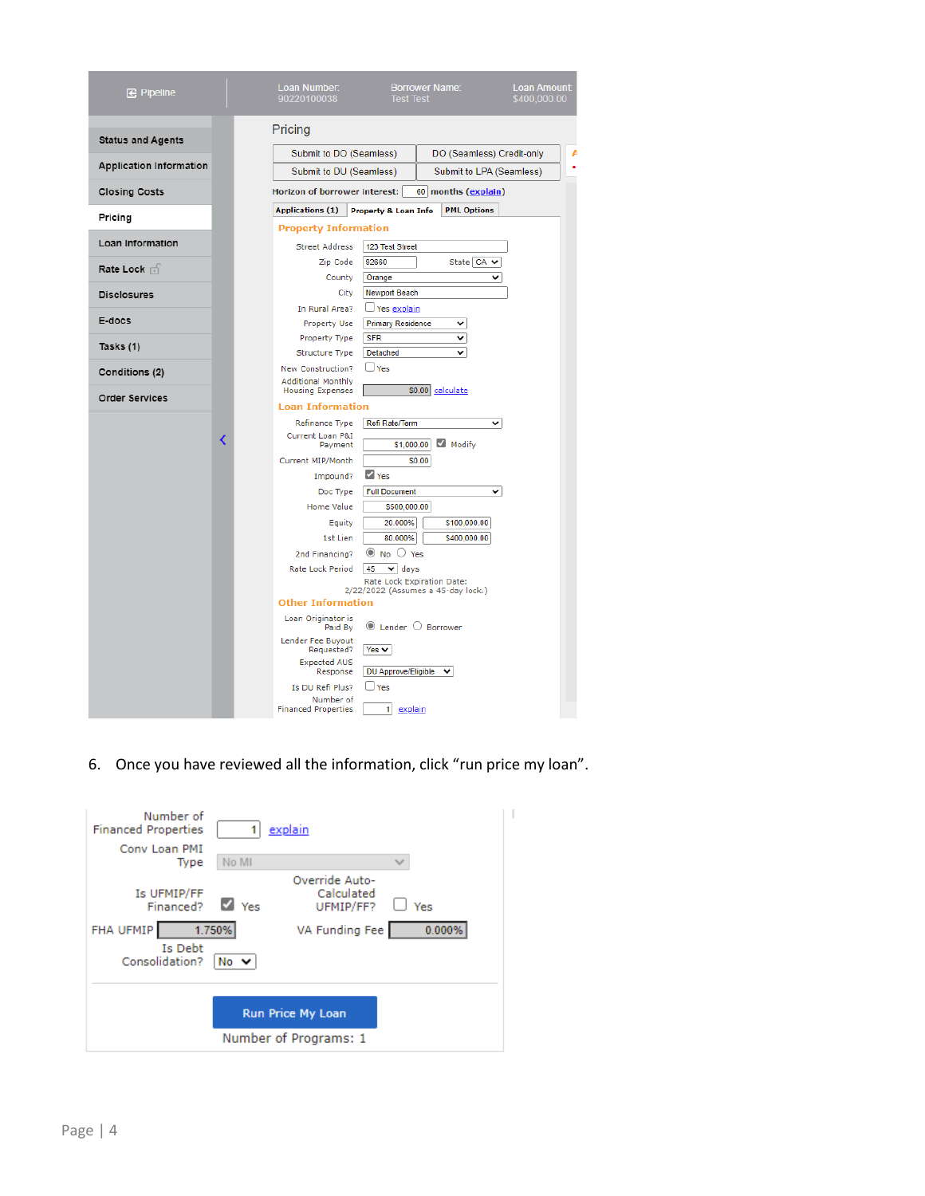Pipeline | Loan Number: 90220100038 | Borrower Name: Test Test | Loan Amount: $400,000.00

- Status and Agents
- Application Information
- Closing Costs
- Pricing
- Loan Information
- Rate Lock
- Disclosures
- E-docs
- Tasks (1)
- Conditions (2)
- Order Services

## Pricing

Submit to DO (Seamless) | DO (Seamless) Credit-only
Submit to DU (Seamless) | Submit to LPA (Seamless)

Horizon of borrower interest: 60 months (explain)

Applications (1) | Property & Loan Info | PML Options

### Property Information

- Street Address: 123 Test Street
- Zip Code: 92660 State: CA
- County: Orange
- City: Newport Beach
- In Rural Area? Yes explain
- Property Use: Primary Residence
- Property Type: SFR
- Structure Type: Detached
- New Construction? Yes
- Additional Monthly Housing Expenses: $0.00 calculate

### Loan Information

- Refinance Type: Refi Rate/Term
- Current Loan P&I Payment: $1,000.00 Modify
- Current MIP/Month: $0.00
- Impound? Yes
- Doc Type: Full Document
- Home Value: $500,000.00
- Equity: 20.000% $100,000.00
- 1st Lien: 80.000% $400,000.00
- 2nd Financing? No Yes
- Rate Lock Period: 45 days
- Rate Lock Expiration Date: 2/22/2022 (Assumes a 45-day lock.)

### Other Information

- Loan Originator is Paid By: Lender Borrower
- Lender Fee Buyout Requested? Yes
- Expected AUS Response: DU Approve/Eligible
- Is DU Refi Plus? Yes
- Number of Financed Properties: 1 explain

6. Once you have reviewed all the information, click "run price my loan".

- Number of Financed Properties: 1 explain
- Conv Loan PMI Type: No MI
- Is UFMIP/FF Financed? Yes
- Override Auto-Calculated UFMIP/FF? Yes
- FHA UFMIP: 1.750%
- VA Funding Fee: 0.000%
- Is Debt Consolidation? No

Run Price My Loan

Number of Programs: 1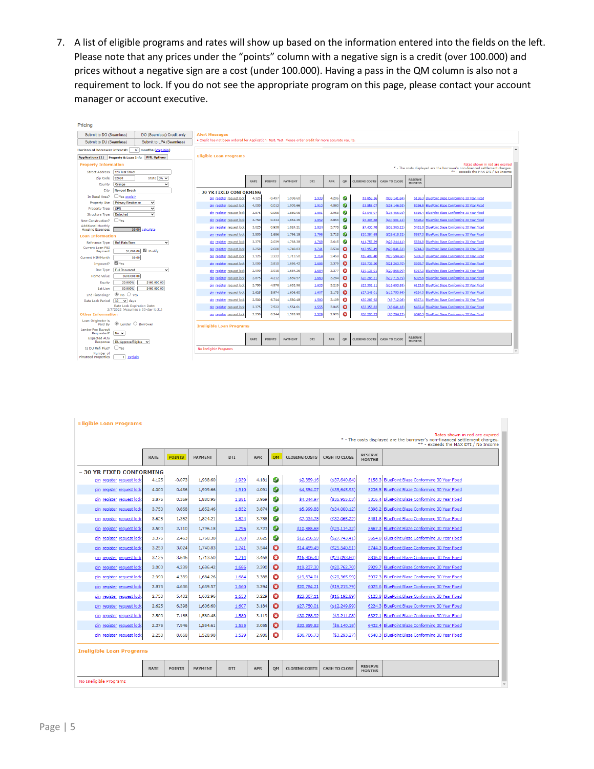7. A list of eligible programs and rates will show up based on the information entered into the fields on the left. Please note that any prices under the "points" column with a negative sign is a credit (over 100.000) and prices without a negative sign are a cost (under 100.000). Having a pass in the QM column is also not a requirement to lock. If you do not see the appropriate program on this page, please contact your account manager or account executive.

**Eligible Loan Programs**

Rates shown in red are expired
* - The costs displayed are the borrower's non-financed settlement charges.
** - exceeds the MAX DTI / No Income

| | RATE | POINTS | PAYMENT | DTI | APR | QM | CLOSING COSTS | CASH TO CLOSE | RESERVE MONTHS | |
|---|---|---|---|---|---|---|---|---|---|---|
| **– 30 YR FIXED CONFORMING** | | | | | | | | | | |
| pin register request lock | 4.125 | -0.073 | 1,938.60 | 1.939 | 4.181 | ✓ | $2,359.16 | ($37,640.84) | 5158.3 | BluePoint Blaze Conforming 30 Year Fixed |
| pin register request lock | 4.000 | 0.436 | 1,909.66 | 1.910 | 4.091 | ✓ | $4,354.07 | ($35,645.93) | 5236.5 | BluePoint Blaze Conforming 30 Year Fixed |
| pin register request lock | 3.875 | 0.369 | 1,880.95 | 1.881 | 3.959 | ✓ | $4,044.97 | ($35,955.03) | 5316.4 | BluePoint Blaze Conforming 30 Year Fixed |
| pin register request lock | 3.750 | 0.868 | 1,852.46 | 1.852 | 3.874 | ✓ | $5,999.88 | ($34,000.12) | 5398.2 | BluePoint Blaze Conforming 30 Year Fixed |
| pin register request lock | 3.625 | 1.362 | 1,824.21 | 1.824 | 3.788 | ✓ | $7,934.78 | ($32,065.22) | 5481.8 | BluePoint Blaze Conforming 30 Year Fixed |
| pin register request lock | 3.500 | 2.110 | 1,796.18 | 1.796 | 3.723 | ✓ | $10,885.68 | ($29,114.32) | 5567.3 | BluePoint Blaze Conforming 30 Year Fixed |
| pin register request lock | 3.375 | 2.463 | 1,768.38 | 1.768 | 3.625 | ✓ | $12,256.59 | ($27,743.41) | 5654.8 | BluePoint Blaze Conforming 30 Year Fixed |
| pin register request lock | 3.250 | 3.024 | 1,740.83 | 1.741 | 3.544 | ✗ | $14,459.49 | ($25,540.51) | 5744.3 | BluePoint Blaze Conforming 30 Year Fixed |
| pin register request lock | 3.125 | 3.646 | 1,713.50 | 1.714 | 3.468 | ✗ | $16,906.40 | ($23,093.60) | 5836.0 | BluePoint Blaze Conforming 30 Year Fixed |
| pin register request lock | 3.000 | 4.239 | 1,686.42 | 1.686 | 3.390 | ✗ | $19,237.30 | ($20,762.70) | 5929.7 | BluePoint Blaze Conforming 30 Year Fixed |
| pin register request lock | 2.990 | 4.339 | 1,684.26 | 1.684 | 3.388 | ✗ | $19,634.01 | ($20,365.99) | 5937.3 | BluePoint Blaze Conforming 30 Year Fixed |
| pin register request lock | 2.875 | 4.636 | 1,659.57 | 1.660 | 3.294 | ✗ | $20,784.21 | ($19,215.79) | 6025.6 | BluePoint Blaze Conforming 30 Year Fixed |
| pin register request lock | 2.750 | 5.402 | 1,632.96 | 1.633 | 3.229 | ✗ | $23,807.11 | ($16,192.89) | 6123.8 | BluePoint Blaze Conforming 30 Year Fixed |
| pin register request lock | 2.625 | 6.398 | 1,606.60 | 1.607 | 3.184 | ✗ | $27,750.01 | ($12,249.99) | 6224.3 | BluePoint Blaze Conforming 30 Year Fixed |
| pin register request lock | 2.500 | 7.168 | 1,580.48 | 1.580 | 3.119 | ✗ | $30,788.92 | ($9,211.08) | 6327.1 | BluePoint Blaze Conforming 30 Year Fixed |
| pin register request lock | 2.375 | 7.946 | 1,554.61 | 1.555 | 3.055 | ✗ | $33,859.82 | ($6,140.18) | 6432.4 | BluePoint Blaze Conforming 30 Year Fixed |
| pin register request lock | 2.250 | 8.668 | 1,528.98 | 1.529 | 2.986 | ✗ | $36,706.73 | ($3,293.27) | 6540.3 | BluePoint Blaze Conforming 30 Year Fixed |

**Ineligible Loan Programs**

| RATE | POINTS | PAYMENT | DTI | APR | QM | CLOSING COSTS | CASH TO CLOSE | RESERVE MONTHS |
|---|---|---|---|---|---|---|---|---|

No Ineligible Programs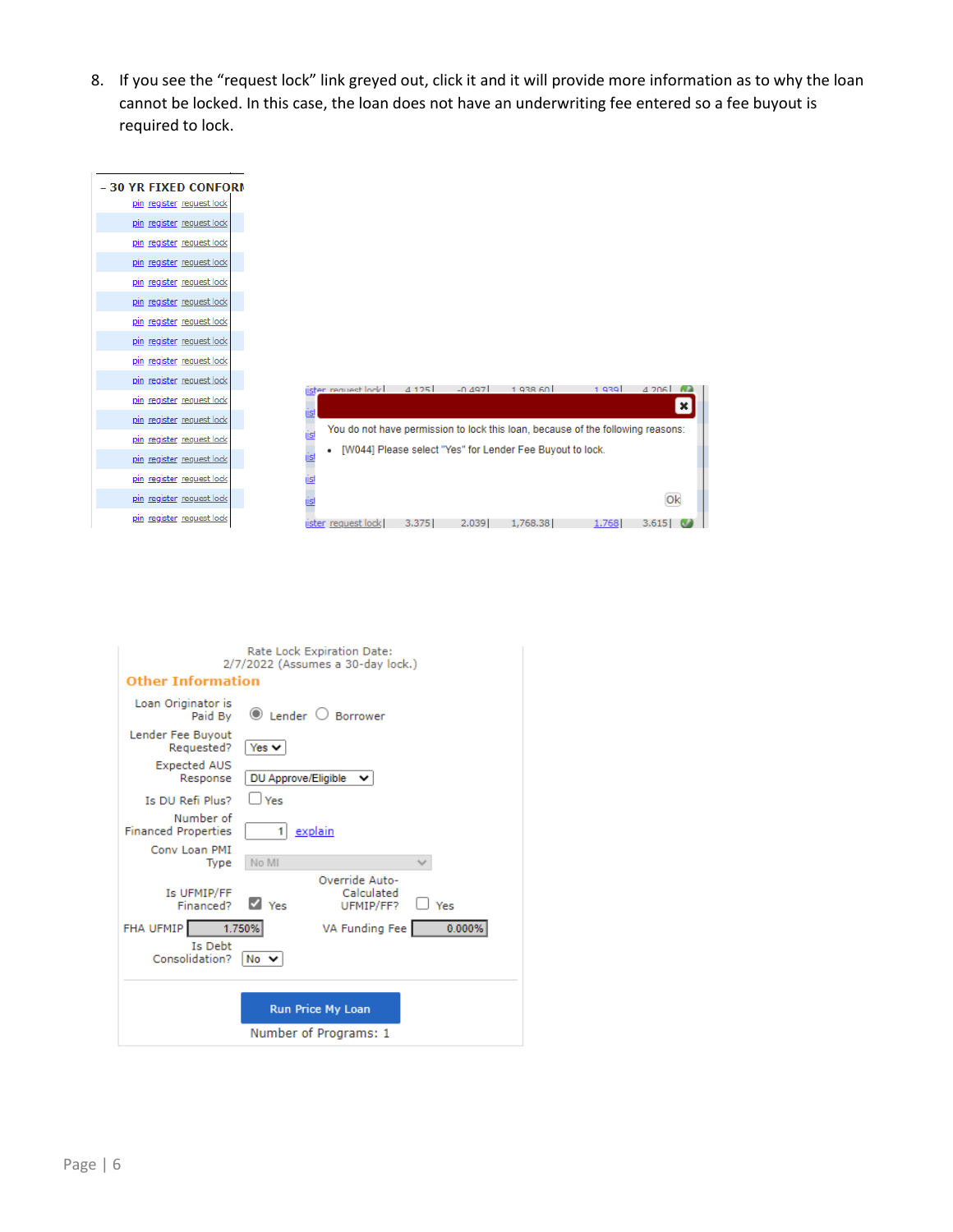8. If you see the "request lock" link greyed out, click it and it will provide more information as to why the loan cannot be locked. In this case, the loan does not have an underwriting fee entered so a fee buyout is required to lock.

– 30 YR FIXED CONFORM

pin register request lock

You do not have permission to lock this loan, because of the following reasons:

- [W044] Please select "Yes" for Lender Fee Buyout to lock.

Ok

Rate Lock Expiration Date:
2/7/2022 (Assumes a 30-day lock.)

**Other Information**

Loan Originator is Paid By: (●) Lender ( ) Borrower

Lender Fee Buyout Requested? Yes

Expected AUS Response: DU Approve/Eligible

Is DU Refi Plus? [ ] Yes

Number of Financed Properties: 1 explain

Conv Loan PMI Type: No MI

Is UFMIP/FF Financed? [x] Yes

Override Auto-Calculated UFMIP/FF? [ ] Yes

FHA UFMIP: 1.750%

VA Funding Fee: 0.000%

Is Debt Consolidation? No

Run Price My Loan

Number of Programs: 1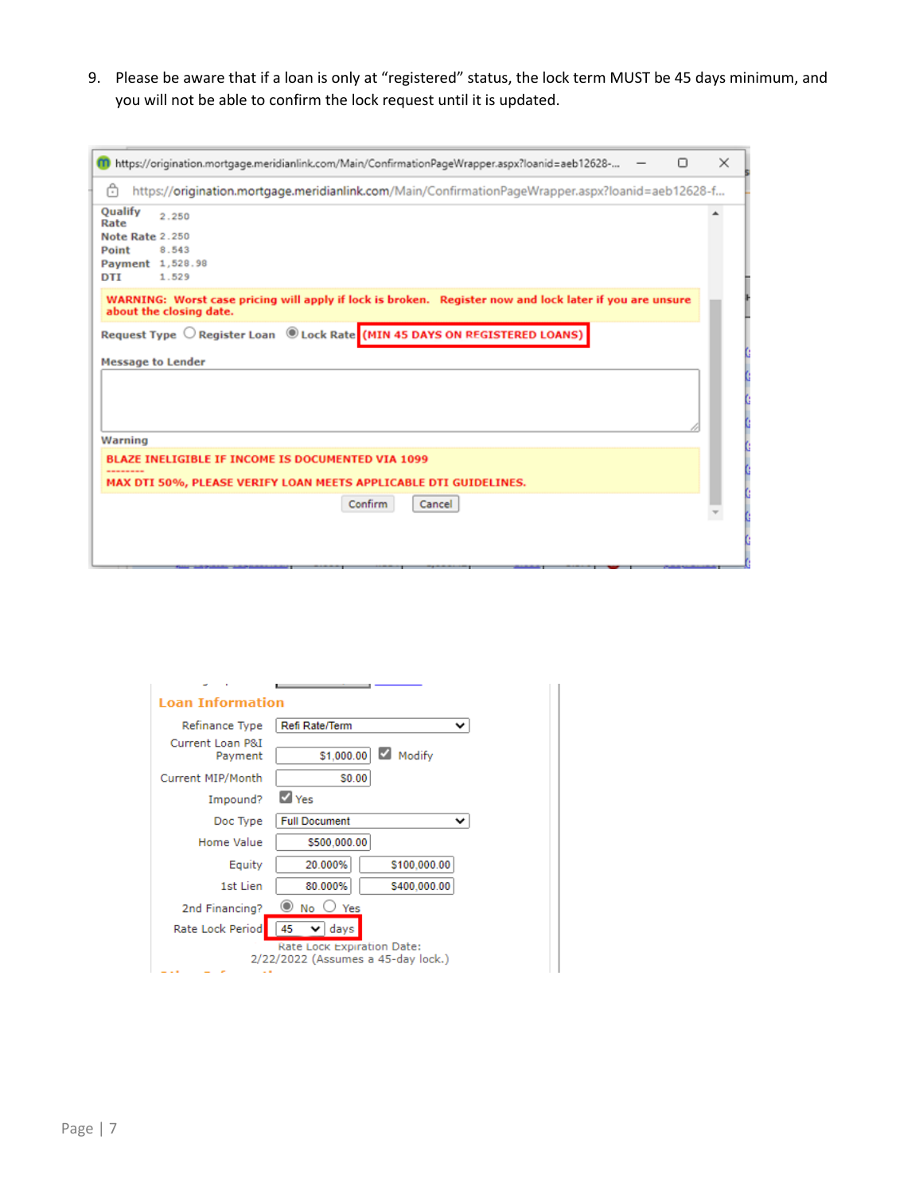9. Please be aware that if a loan is only at "registered" status, the lock term MUST be 45 days minimum, and you will not be able to confirm the lock request until it is updated.

https://origination.mortgage.meridianlink.com/Main/ConfirmationPageWrapper.aspx?loanid=aeb12628-f...

| | |
|---|---|
| Qualify Rate | 2.250 |
| Note Rate | 2.250 |
| Point | 0.543 |
| Payment | 1,528.98 |
| DTI | 1.529 |

WARNING: Worst case pricing will apply if lock is broken. Register now and lock later if you are unsure about the closing date.

Request Type ○ Register Loan ◉ Lock Rate (MIN 45 DAYS ON REGISTERED LOANS)

Message to Lender

Warning

BLAZE INELIGIBLE IF INCOME IS DOCUMENTED VIA 1099

--------

MAX DTI 50%, PLEASE VERIFY LOAN MEETS APPLICABLE DTI GUIDELINES.

Confirm | Cancel

**Loan Information**

| | | |
|---|---|---|
| Refinance Type | Refi Rate/Term | |
| Current Loan P&I Payment | $1,000.00 | ☑ Modify |
| Current MIP/Month | $0.00 | |
| Impound? | ☑ Yes | |
| Doc Type | Full Document | |
| Home Value | $500,000.00 | |
| Equity | 20.000% | $100,000.00 |
| 1st Lien | 80.000% | $400,000.00 |
| 2nd Financing? | ◉ No ○ Yes | |
| Rate Lock Period | 45 days | |

Rate Lock Expiration Date: 2/22/2022 (Assumes a 45-day lock.)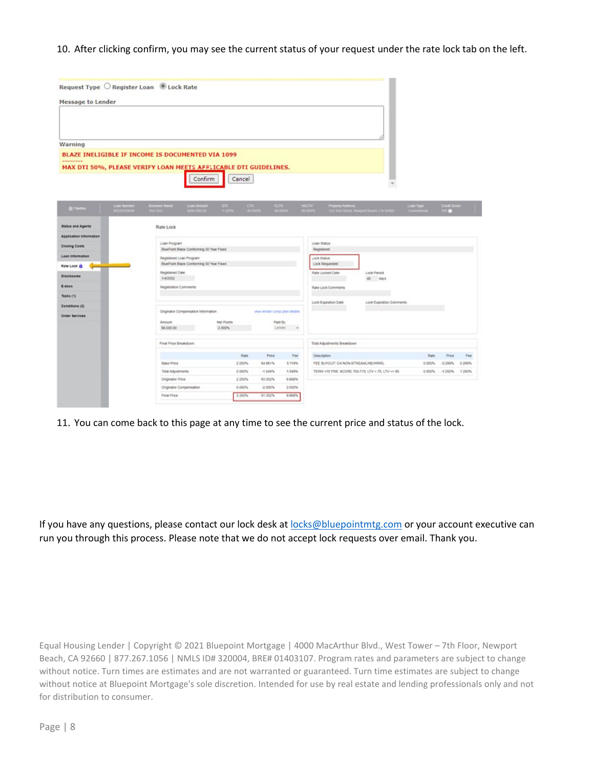10. After clicking confirm, you may see the current status of your request under the rate lock tab on the left.

Request Type ○ Register Loan ◉ Lock Rate

Message to Lender

Warning

BLAZE INELIGIBLE IF INCOME IS DOCUMENTED VIA 1099

--------

MAX DTI 50%, PLEASE VERIFY LOAN MEETS APPLICABLE DTI GUIDELINES.

Confirm Cancel

11. You can come back to this page at any time to see the current price and status of the lock.

If you have any questions, please contact our lock desk at locks@bluepointmtg.com or your account executive can run you through this process. Please note that we do not accept lock requests over email. Thank you.

Equal Housing Lender | Copyright © 2021 Bluepoint Mortgage | 4000 MacArthur Blvd., West Tower – 7th Floor, Newport Beach, CA 92660 | 877.267.1056 | NMLS ID# 320004, BRE# 01403107. Program rates and parameters are subject to change without notice. Turn times are estimates and are not warranted or guaranteed. Turn time estimates are subject to change without notice at Bluepoint Mortgage's sole discretion. Intended for use by real estate and lending professionals only and not for distribution to consumer.